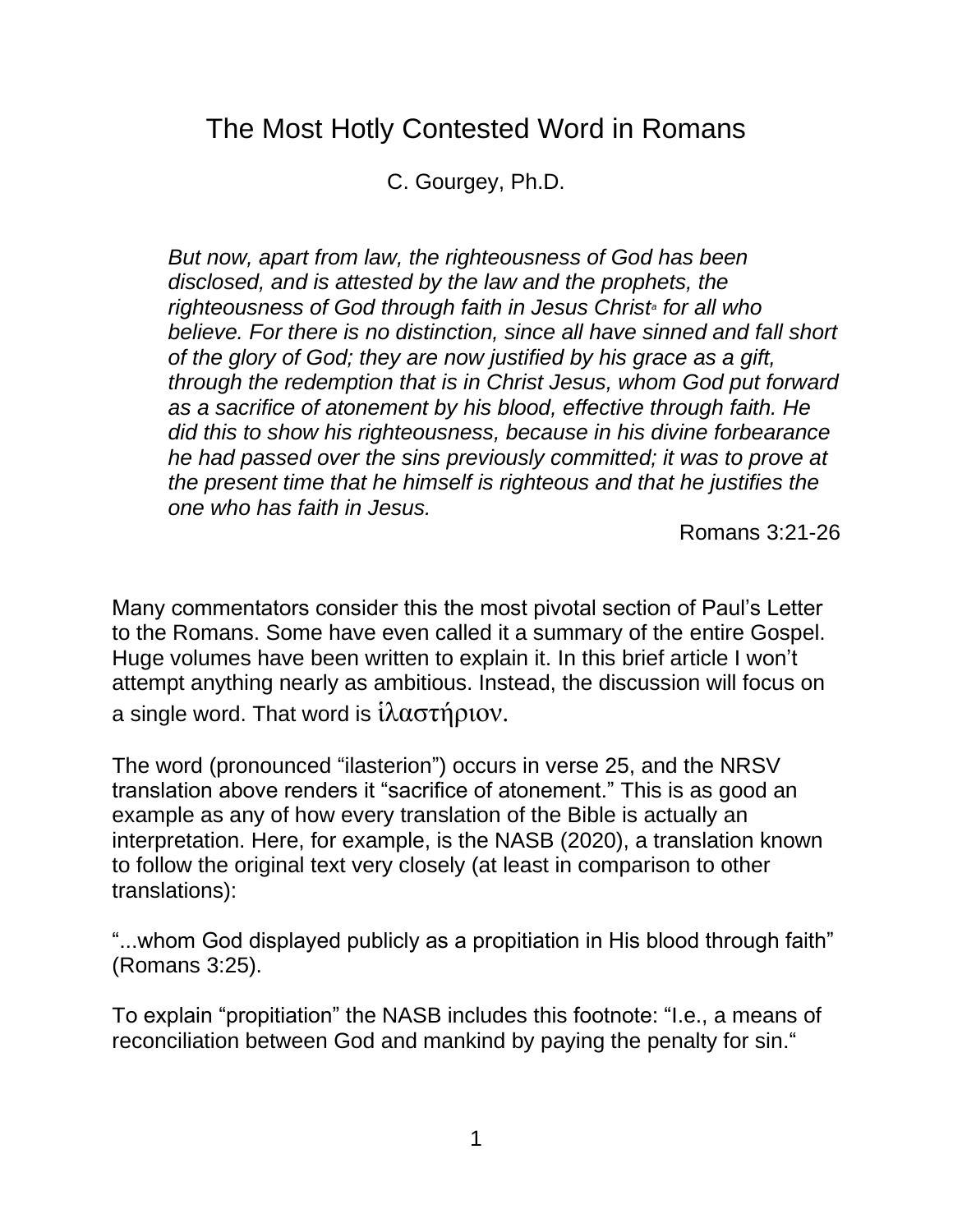# The Most Hotly Contested Word in Romans

C. Gourgey, Ph.D.

> *But now, apart from law, the righteousness of God has been disclosed, and is attested by the law and the prophets, the righteousness of God through faith in Jesus Christ[a] for all who believe. For there is no distinction, since all have sinned and fall short of the glory of God; they are now justified by his grace as a gift, through the redemption that is in Christ Jesus, whom God put forward as a sacrifice of atonement by his blood, effective through faith. He did this to show his righteousness, because in his divine forbearance he had passed over the sins previously committed; it was to prove at the present time that he himself is righteous and that he justifies the one who has faith in Jesus.*
>
> Romans 3:21-26

Many commentators consider this the most pivotal section of Paul's Letter to the Romans. Some have even called it a summary of the entire Gospel. Huge volumes have been written to explain it. In this brief article I won't attempt anything nearly as ambitious. Instead, the discussion will focus on a single word. That word is ἱλαστήριον.

The word (pronounced "ilasterion") occurs in verse 25, and the NRSV translation above renders it "sacrifice of atonement." This is as good an example as any of how every translation of the Bible is actually an interpretation. Here, for example, is the NASB (2020), a translation known to follow the original text very closely (at least in comparison to other translations):

"...whom God displayed publicly as a propitiation in His blood through faith" (Romans 3:25).

To explain "propitiation" the NASB includes this footnote: "I.e., a means of reconciliation between God and mankind by paying the penalty for sin."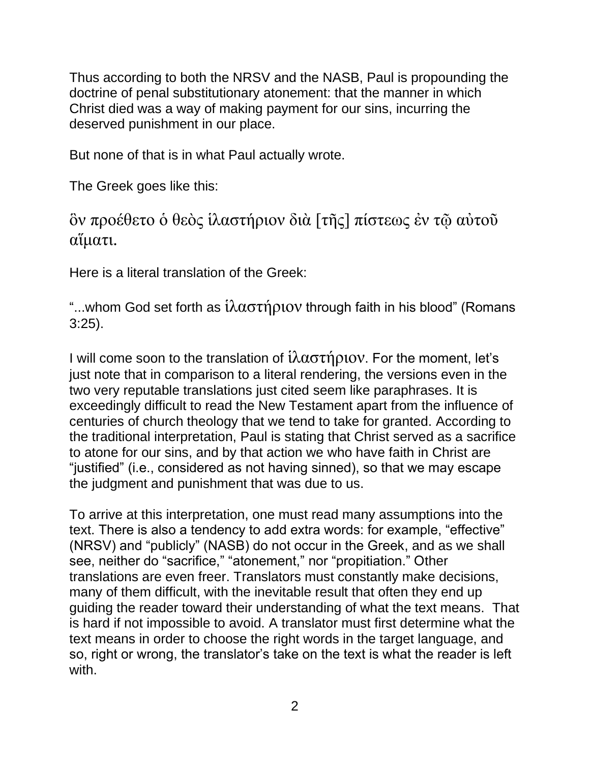Thus according to both the NRSV and the NASB, Paul is propounding the doctrine of penal substitutionary atonement: that the manner in which Christ died was a way of making payment for our sins, incurring the deserved punishment in our place.

But none of that is in what Paul actually wrote.

The Greek goes like this:

ὃν προέθετο ὁ θεὸς ἱλαστήριον διὰ [τῆς] πίστεως ἐν τῷ αὐτοῦ αἵματι.

Here is a literal translation of the Greek:

"...whom God set forth as ἱλαστήριον through faith in his blood" (Romans 3:25).

I will come soon to the translation of ἱλαστήριον. For the moment, let's just note that in comparison to a literal rendering, the versions even in the two very reputable translations just cited seem like paraphrases. It is exceedingly difficult to read the New Testament apart from the influence of centuries of church theology that we tend to take for granted. According to the traditional interpretation, Paul is stating that Christ served as a sacrifice to atone for our sins, and by that action we who have faith in Christ are "justified" (i.e., considered as not having sinned), so that we may escape the judgment and punishment that was due to us.

To arrive at this interpretation, one must read many assumptions into the text. There is also a tendency to add extra words: for example, "effective" (NRSV) and "publicly" (NASB) do not occur in the Greek, and as we shall see, neither do "sacrifice," "atonement," nor "propitiation." Other translations are even freer. Translators must constantly make decisions, many of them difficult, with the inevitable result that often they end up guiding the reader toward their understanding of what the text means. That is hard if not impossible to avoid. A translator must first determine what the text means in order to choose the right words in the target language, and so, right or wrong, the translator's take on the text is what the reader is left with.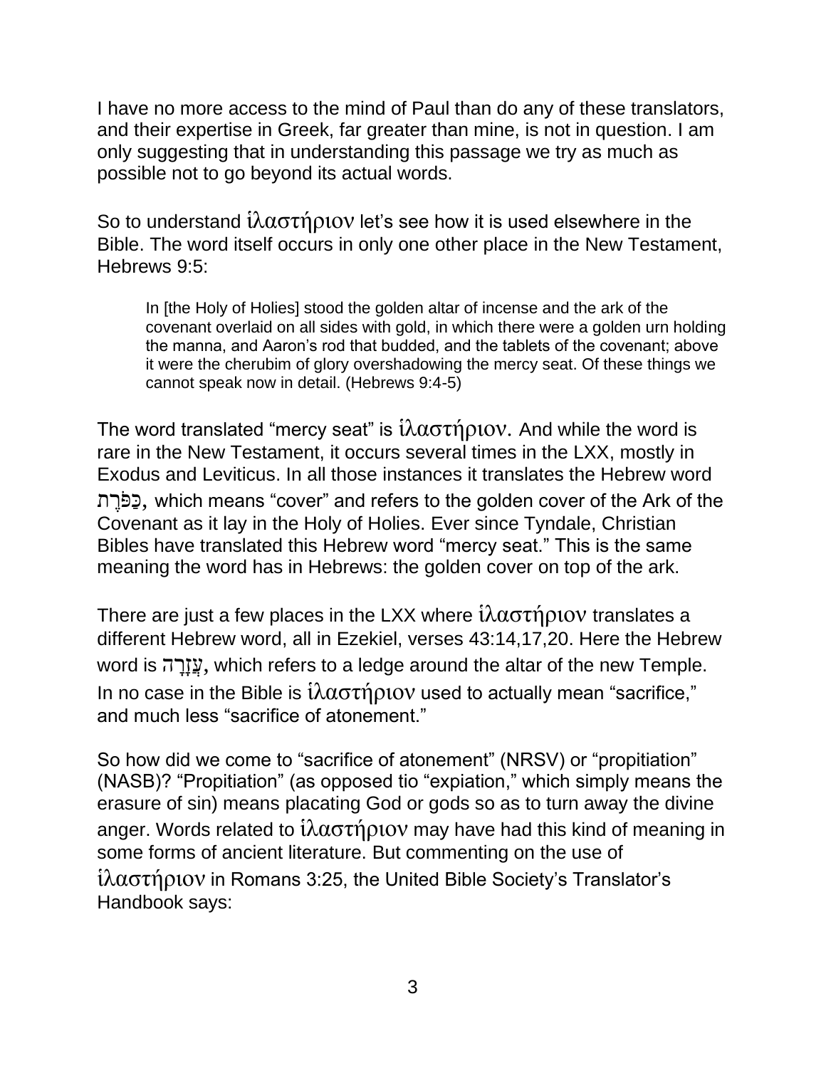I have no more access to the mind of Paul than do any of these translators, and their expertise in Greek, far greater than mine, is not in question. I am only suggesting that in understanding this passage we try as much as possible not to go beyond its actual words.

So to understand ἱλαστήριον let's see how it is used elsewhere in the Bible. The word itself occurs in only one other place in the New Testament, Hebrews 9:5:

> In [the Holy of Holies] stood the golden altar of incense and the ark of the covenant overlaid on all sides with gold, in which there were a golden urn holding the manna, and Aaron's rod that budded, and the tablets of the covenant; above it were the cherubim of glory overshadowing the mercy seat. Of these things we cannot speak now in detail. (Hebrews 9:4-5)

The word translated "mercy seat" is ἱλαστήριον. And while the word is rare in the New Testament, it occurs several times in the LXX, mostly in Exodus and Leviticus. In all those instances it translates the Hebrew word כַּפֹּרֶת, which means "cover" and refers to the golden cover of the Ark of the Covenant as it lay in the Holy of Holies. Ever since Tyndale, Christian Bibles have translated this Hebrew word "mercy seat." This is the same meaning the word has in Hebrews: the golden cover on top of the ark.

There are just a few places in the LXX where ἱλαστήριον translates a different Hebrew word, all in Ezekiel, verses 43:14,17,20. Here the Hebrew word is עֲזָרָה, which refers to a ledge around the altar of the new Temple. In no case in the Bible is ἱλαστήριον used to actually mean "sacrifice," and much less "sacrifice of atonement."

So how did we come to "sacrifice of atonement" (NRSV) or "propitiation" (NASB)? "Propitiation" (as opposed tio "expiation," which simply means the erasure of sin) means placating God or gods so as to turn away the divine anger. Words related to ἱλαστήριον may have had this kind of meaning in some forms of ancient literature. But commenting on the use of ἱλαστήριον in Romans 3:25, the United Bible Society's Translator's Handbook says: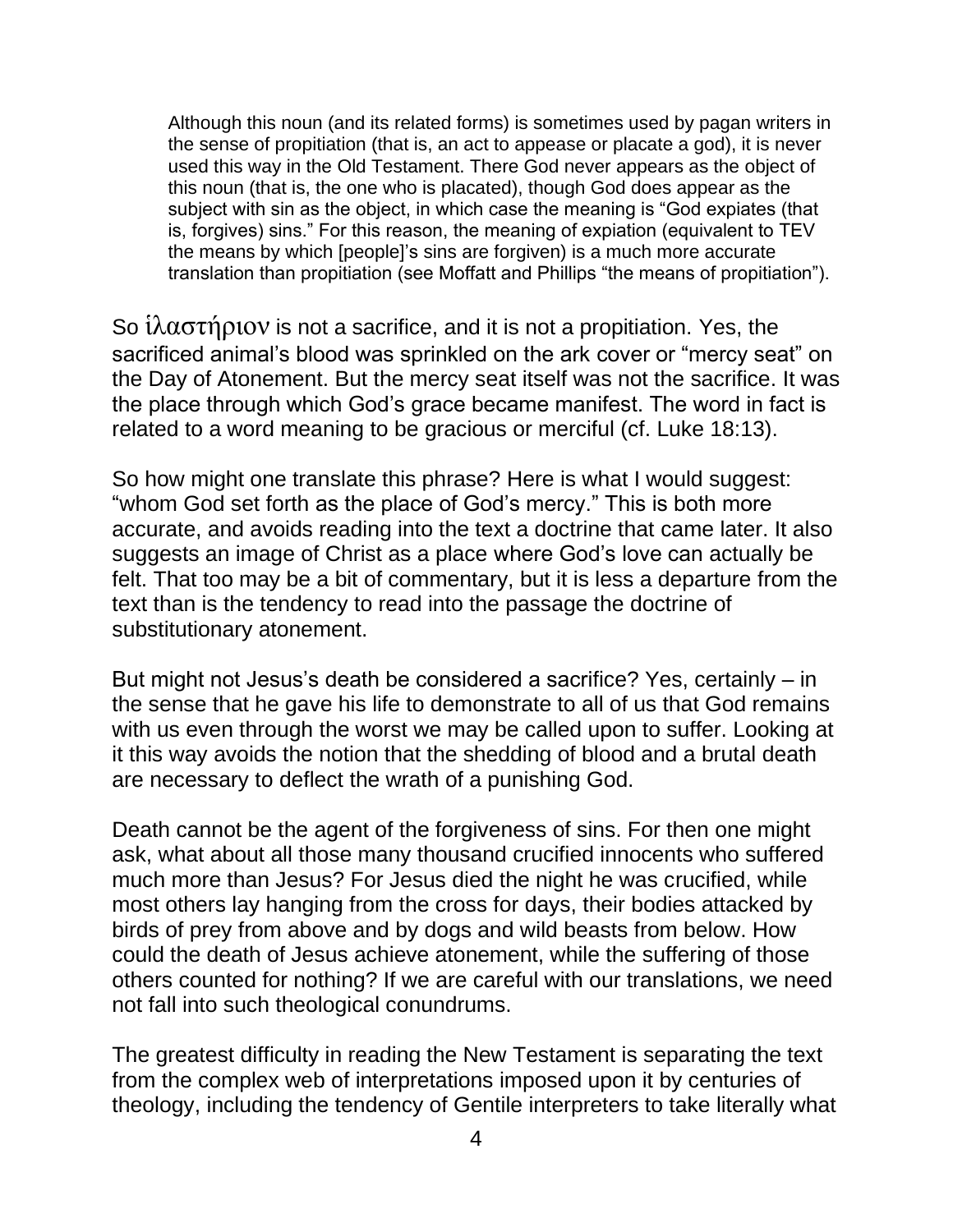> Although this noun (and its related forms) is sometimes used by pagan writers in the sense of propitiation (that is, an act to appease or placate a god), it is never used this way in the Old Testament. There God never appears as the object of this noun (that is, the one who is placated), though God does appear as the subject with sin as the object, in which case the meaning is "God expiates (that is, forgives) sins." For this reason, the meaning of expiation (equivalent to TEV the means by which [people]'s sins are forgiven) is a much more accurate translation than propitiation (see Moffatt and Phillips "the means of propitiation").

So ἱλαστήριον is not a sacrifice, and it is not a propitiation. Yes, the sacrificed animal's blood was sprinkled on the ark cover or "mercy seat" on the Day of Atonement. But the mercy seat itself was not the sacrifice. It was the place through which God's grace became manifest. The word in fact is related to a word meaning to be gracious or merciful (cf. Luke 18:13).

So how might one translate this phrase? Here is what I would suggest: "whom God set forth as the place of God's mercy." This is both more accurate, and avoids reading into the text a doctrine that came later. It also suggests an image of Christ as a place where God's love can actually be felt. That too may be a bit of commentary, but it is less a departure from the text than is the tendency to read into the passage the doctrine of substitutionary atonement.

But might not Jesus's death be considered a sacrifice? Yes, certainly – in the sense that he gave his life to demonstrate to all of us that God remains with us even through the worst we may be called upon to suffer. Looking at it this way avoids the notion that the shedding of blood and a brutal death are necessary to deflect the wrath of a punishing God.

Death cannot be the agent of the forgiveness of sins. For then one might ask, what about all those many thousand crucified innocents who suffered much more than Jesus? For Jesus died the night he was crucified, while most others lay hanging from the cross for days, their bodies attacked by birds of prey from above and by dogs and wild beasts from below. How could the death of Jesus achieve atonement, while the suffering of those others counted for nothing? If we are careful with our translations, we need not fall into such theological conundrums.

The greatest difficulty in reading the New Testament is separating the text from the complex web of interpretations imposed upon it by centuries of theology, including the tendency of Gentile interpreters to take literally what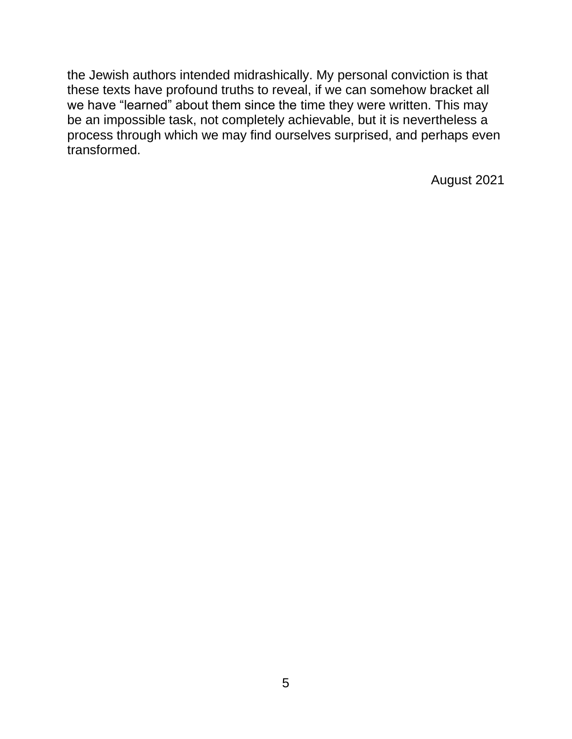the Jewish authors intended midrashically. My personal conviction is that these texts have profound truths to reveal, if we can somehow bracket all we have “learned” about them since the time they were written. This may be an impossible task, not completely achievable, but it is nevertheless a process through which we may find ourselves surprised, and perhaps even transformed.

August 2021